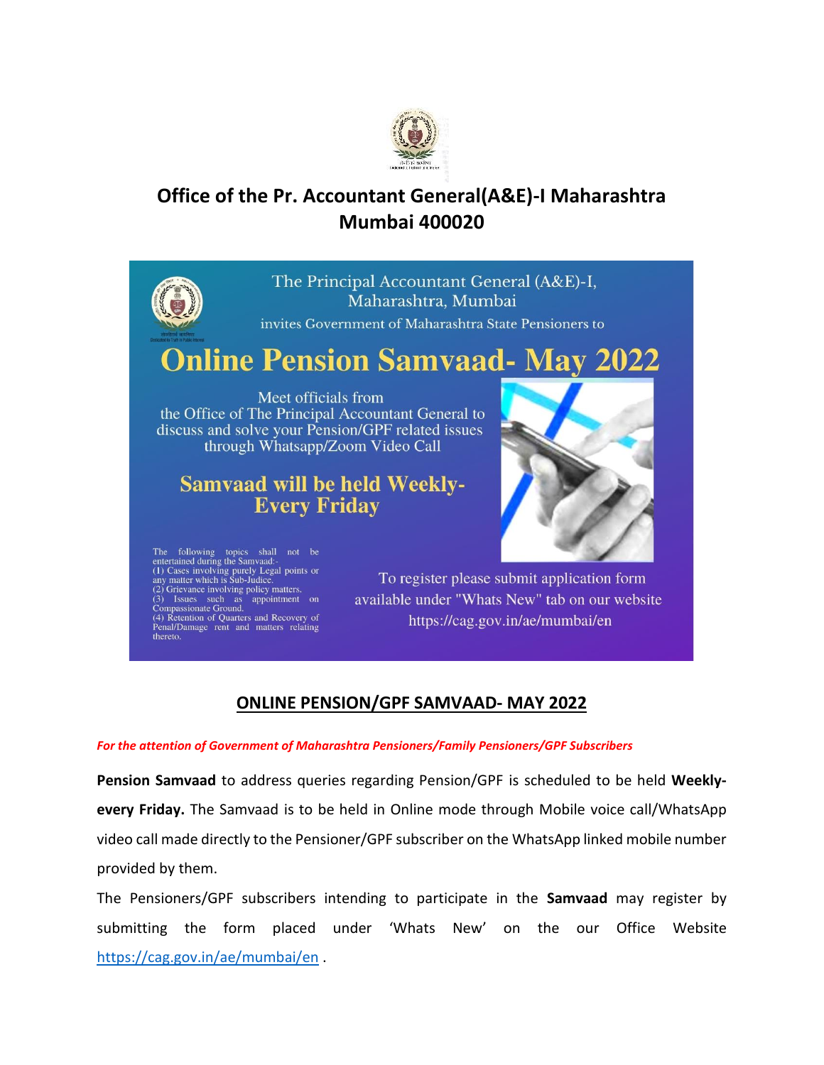# Office of the Pr. Accountant General(A&E)-I Maharashtra Mumbai 400020

The Principal Accountant General (A&E)-I, Maharashtra, Mumbai

invites Government of Maharashtra State Pensioners to

## Online Pension Samvaad- May 2022

Meet officials from the Office of The Principal Accountant General to discuss and solve your Pension/GPF related issues through Whatsapp/Zoom Video Call

**Samvaad will be held Weekly- Every Friday**

The following topics shall not be entertained during the Samvaad:-
(1) Cases involving purely Legal points or any matter which is Sub-Judice.
(2) Grievance involving policy matters.
(3) Issues such as appointment on Compassionate Ground.
(4) Retention of Quarters and Recovery of Penal/Damage rent and matters relating thereto.

To register please submit application form available under "Whats New" tab on our website https://cag.gov.in/ae/mumbai/en

## ONLINE PENSION/GPF SAMVAAD- MAY 2022

***For the attention of Government of Maharashtra Pensioners/Family Pensioners/GPF Subscribers***

**Pension Samvaad** to address queries regarding Pension/GPF is scheduled to be held **Weekly- every Friday.** The Samvaad is to be held in Online mode through Mobile voice call/WhatsApp video call made directly to the Pensioner/GPF subscriber on the WhatsApp linked mobile number provided by them.

The Pensioners/GPF subscribers intending to participate in the **Samvaad** may register by submitting the form placed under 'Whats New' on the our Office Website https://cag.gov.in/ae/mumbai/en .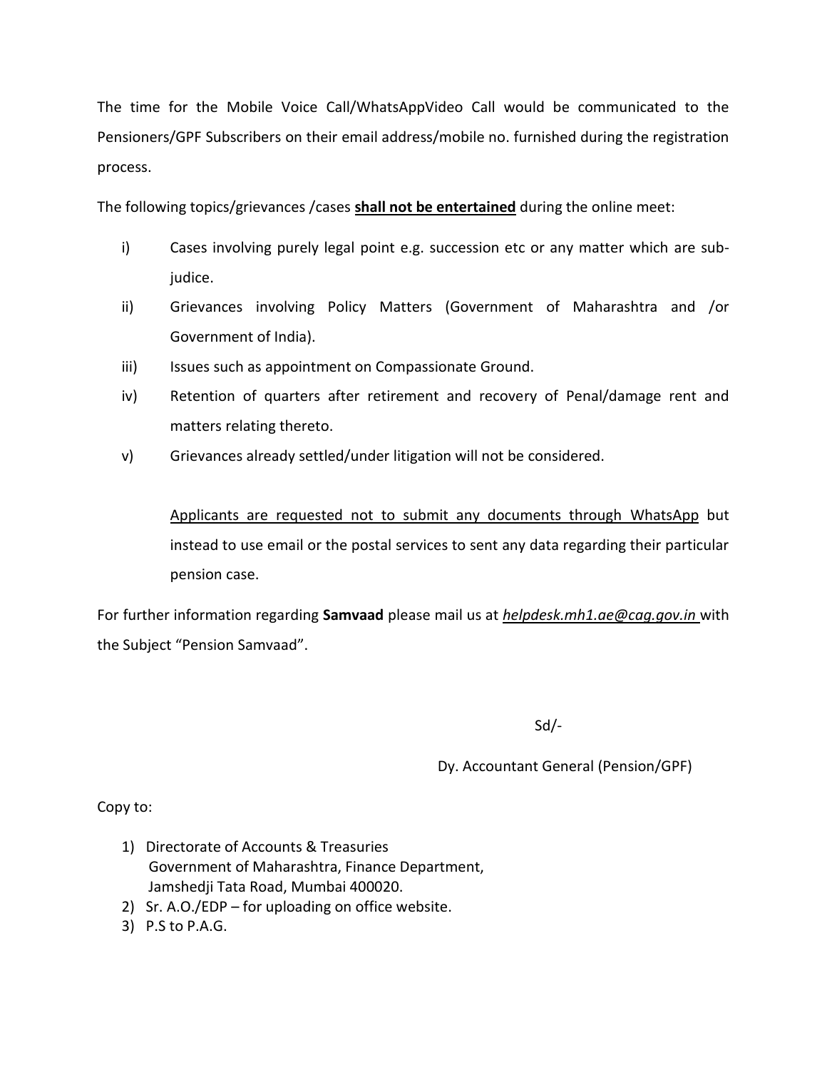The time for the Mobile Voice Call/WhatsAppVideo Call would be communicated to the Pensioners/GPF Subscribers on their email address/mobile no. furnished during the registration process.

The following topics/grievances /cases **shall not be entertained** during the online meet:

i) Cases involving purely legal point e.g. succession etc or any matter which are sub-judice.

ii) Grievances involving Policy Matters (Government of Maharashtra and /or Government of India).

iii) Issues such as appointment on Compassionate Ground.

iv) Retention of quarters after retirement and recovery of Penal/damage rent and matters relating thereto.

v) Grievances already settled/under litigation will not be considered.

Applicants are requested not to submit any documents through WhatsApp but instead to use email or the postal services to sent any data regarding their particular pension case.

For further information regarding **Samvaad** please mail us at *helpdesk.mh1.ae@cag.gov.in* with the Subject "Pension Samvaad".

Sd/-

Dy. Accountant General (Pension/GPF)

Copy to:

1) Directorate of Accounts & Treasuries
   Government of Maharashtra, Finance Department,
   Jamshedji Tata Road, Mumbai 400020.
2) Sr. A.O./EDP – for uploading on office website.
3) P.S to P.A.G.